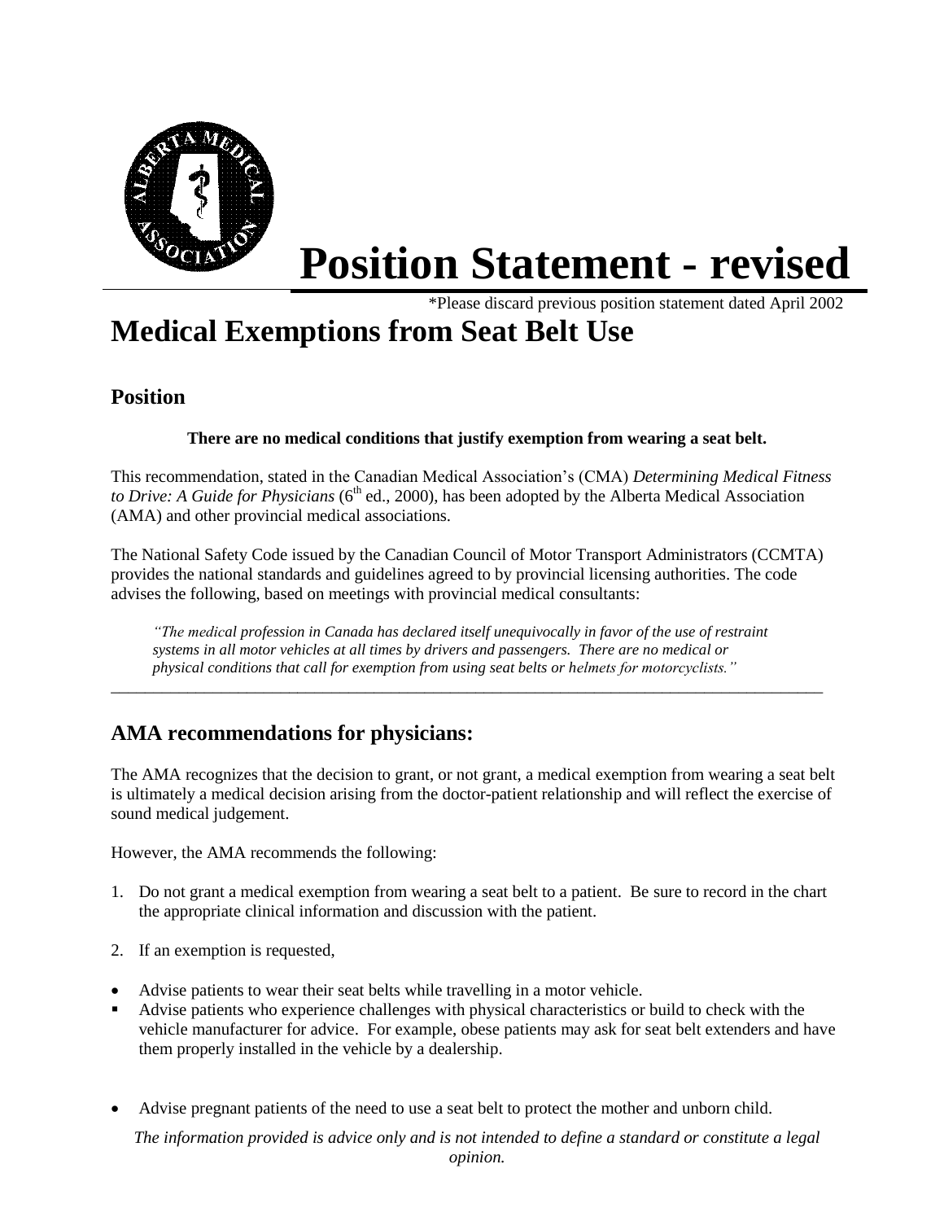# Position Statement - revised

*Please discard previous position statement dated April 2002

# Medical Exemptions from Seat Belt Use

## Position

**There are no medical conditions that justify exemption from wearing a seat belt.**

This recommendation, stated in the Canadian Medical Association's (CMA) *Determining Medical Fitness to Drive: A Guide for Physicians* (6th ed., 2000), has been adopted by the Alberta Medical Association (AMA) and other provincial medical associations.

The National Safety Code issued by the Canadian Council of Motor Transport Administrators (CCMTA) provides the national standards and guidelines agreed to by provincial licensing authorities. The code advises the following, based on meetings with provincial medical consultants:

> *"The medical profession in Canada has declared itself unequivocally in favor of the use of restraint systems in all motor vehicles at all times by drivers and passengers. There are no medical or physical conditions that call for exemption from using seat belts or helmets for motorcyclists."*

---

## AMA recommendations for physicians:

The AMA recognizes that the decision to grant, or not grant, a medical exemption from wearing a seat belt is ultimately a medical decision arising from the doctor-patient relationship and will reflect the exercise of sound medical judgement.

However, the AMA recommends the following:

1. Do not grant a medical exemption from wearing a seat belt to a patient. Be sure to record in the chart the appropriate clinical information and discussion with the patient.
2. If an exemption is requested,

- Advise patients to wear their seat belts while travelling in a motor vehicle.
- Advise patients who experience challenges with physical characteristics or build to check with the vehicle manufacturer for advice. For example, obese patients may ask for seat belt extenders and have them properly installed in the vehicle by a dealership.

- Advise pregnant patients of the need to use a seat belt to protect the mother and unborn child.

*The information provided is advice only and is not intended to define a standard or constitute a legal opinion.*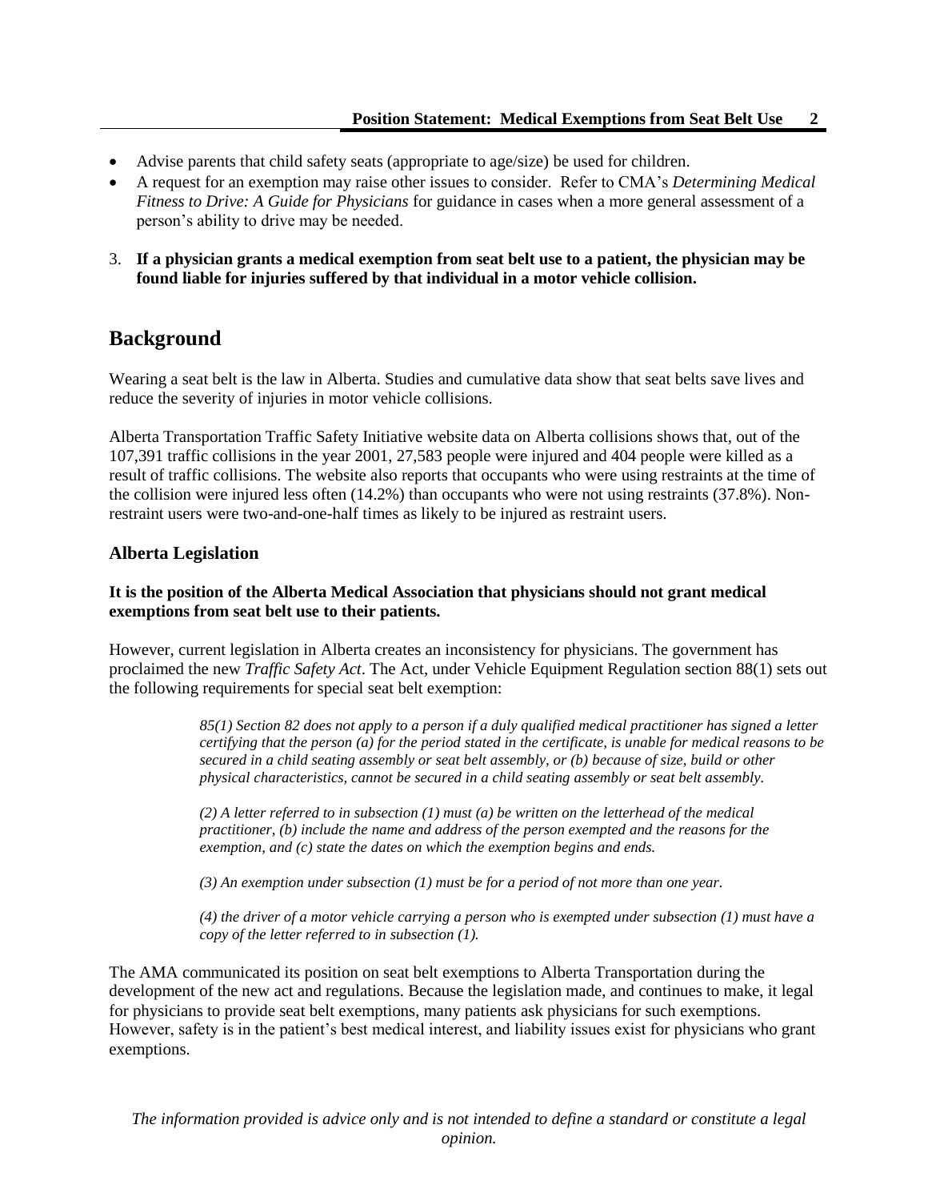- Advise parents that child safety seats (appropriate to age/size) be used for children.
- A request for an exemption may raise other issues to consider. Refer to CMA's *Determining Medical Fitness to Drive: A Guide for Physicians* for guidance in cases when a more general assessment of a person's ability to drive may be needed.

3. **If a physician grants a medical exemption from seat belt use to a patient, the physician may be found liable for injuries suffered by that individual in a motor vehicle collision.**

## Background

Wearing a seat belt is the law in Alberta. Studies and cumulative data show that seat belts save lives and reduce the severity of injuries in motor vehicle collisions.

Alberta Transportation Traffic Safety Initiative website data on Alberta collisions shows that, out of the 107,391 traffic collisions in the year 2001, 27,583 people were injured and 404 people were killed as a result of traffic collisions. The website also reports that occupants who were using restraints at the time of the collision were injured less often (14.2%) than occupants who were not using restraints (37.8%). Non-restraint users were two-and-one-half times as likely to be injured as restraint users.

### Alberta Legislation

**It is the position of the Alberta Medical Association that physicians should not grant medical exemptions from seat belt use to their patients.**

However, current legislation in Alberta creates an inconsistency for physicians. The government has proclaimed the new *Traffic Safety Act*. The Act, under Vehicle Equipment Regulation section 88(1) sets out the following requirements for special seat belt exemption:

> *85(1) Section 82 does not apply to a person if a duly qualified medical practitioner has signed a letter certifying that the person (a) for the period stated in the certificate, is unable for medical reasons to be secured in a child seating assembly or seat belt assembly, or (b) because of size, build or other physical characteristics, cannot be secured in a child seating assembly or seat belt assembly.*
>
> *(2) A letter referred to in subsection (1) must (a) be written on the letterhead of the medical practitioner, (b) include the name and address of the person exempted and the reasons for the exemption, and (c) state the dates on which the exemption begins and ends.*
>
> *(3) An exemption under subsection (1) must be for a period of not more than one year.*
>
> *(4) the driver of a motor vehicle carrying a person who is exempted under subsection (1) must have a copy of the letter referred to in subsection (1).*

The AMA communicated its position on seat belt exemptions to Alberta Transportation during the development of the new act and regulations. Because the legislation made, and continues to make, it legal for physicians to provide seat belt exemptions, many patients ask physicians for such exemptions. However, safety is in the patient's best medical interest, and liability issues exist for physicians who grant exemptions.

*The information provided is advice only and is not intended to define a standard or constitute a legal opinion.*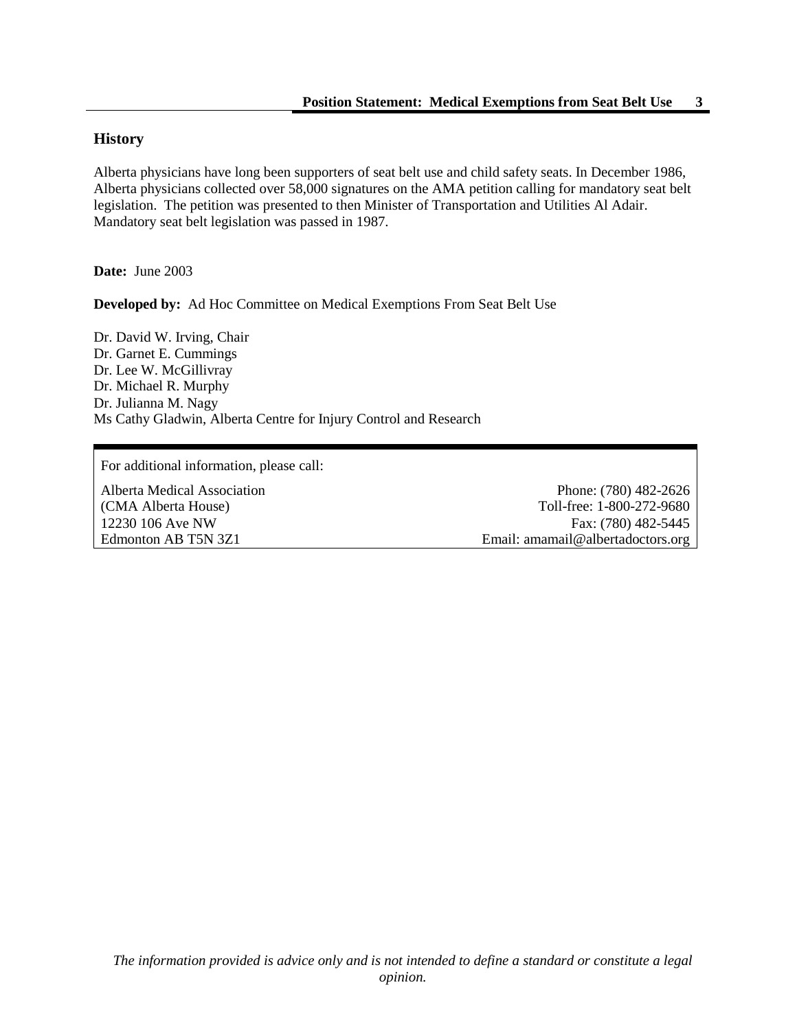## History

Alberta physicians have long been supporters of seat belt use and child safety seats. In December 1986, Alberta physicians collected over 58,000 signatures on the AMA petition calling for mandatory seat belt legislation. The petition was presented to then Minister of Transportation and Utilities Al Adair. Mandatory seat belt legislation was passed in 1987.

**Date:** June 2003

**Developed by:** Ad Hoc Committee on Medical Exemptions From Seat Belt Use

Dr. David W. Irving, Chair
Dr. Garnet E. Cummings
Dr. Lee W. McGillivray
Dr. Michael R. Murphy
Dr. Julianna M. Nagy
Ms Cathy Gladwin, Alberta Centre for Injury Control and Research

For additional information, please call:

| | |
|---|---|
| Alberta Medical Association | Phone: (780) 482-2626 |
| (CMA Alberta House) | Toll-free: 1-800-272-9680 |
| 12230 106 Ave NW | Fax: (780) 482-5445 |
| Edmonton AB T5N 3Z1 | Email: amamail@albertadoctors.org |

*The information provided is advice only and is not intended to define a standard or constitute a legal opinion.*